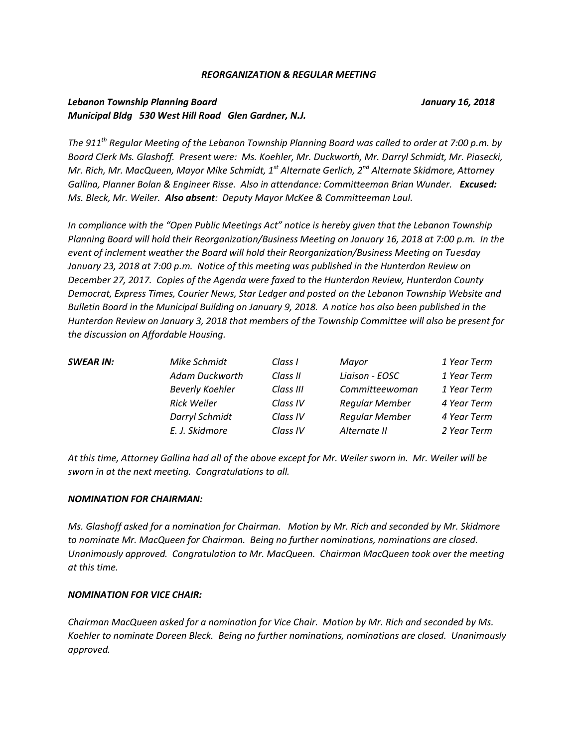***REORGANIZATION & REGULAR MEETING***

***Lebanon Township Planning Board*** ***January 16, 2018***
***Municipal Bldg 530 West Hill Road Glen Gardner, N.J.***

*The 911th Regular Meeting of the Lebanon Township Planning Board was called to order at 7:00 p.m. by Board Clerk Ms. Glashoff. Present were: Ms. Koehler, Mr. Duckworth, Mr. Darryl Schmidt, Mr. Piasecki, Mr. Rich, Mr. MacQueen, Mayor Mike Schmidt, 1st Alternate Gerlich, 2nd Alternate Skidmore, Attorney Gallina, Planner Bolan & Engineer Risse. Also in attendance: Committeeman Brian Wunder.* ***Excused:*** *Ms. Bleck, Mr. Weiler.* ***Also absent****: Deputy Mayor McKee & Committeeman Laul.*

*In compliance with the "Open Public Meetings Act" notice is hereby given that the Lebanon Township Planning Board will hold their Reorganization/Business Meeting on January 16, 2018 at 7:00 p.m. In the event of inclement weather the Board will hold their Reorganization/Business Meeting on Tuesday January 23, 2018 at 7:00 p.m. Notice of this meeting was published in the Hunterdon Review on December 27, 2017. Copies of the Agenda were faxed to the Hunterdon Review, Hunterdon County Democrat, Express Times, Courier News, Star Ledger and posted on the Lebanon Township Website and Bulletin Board in the Municipal Building on January 9, 2018. A notice has also been published in the Hunterdon Review on January 3, 2018 that members of the Township Committee will also be present for the discussion on Affordable Housing.*

| ***SWEAR IN:*** | *Mike Schmidt* | *Class I* | *Mayor* | *1 Year Term* |
|---|---|---|---|---|
| | *Adam Duckworth* | *Class II* | *Liaison - EOSC* | *1 Year Term* |
| | *Beverly Koehler* | *Class III* | *Committeewoman* | *1 Year Term* |
| | *Rick Weiler* | *Class IV* | *Regular Member* | *4 Year Term* |
| | *Darryl Schmidt* | *Class IV* | *Regular Member* | *4 Year Term* |
| | *E. J. Skidmore* | *Class IV* | *Alternate II* | *2 Year Term* |

*At this time, Attorney Gallina had all of the above except for Mr. Weiler sworn in. Mr. Weiler will be sworn in at the next meeting. Congratulations to all.*

***NOMINATION FOR CHAIRMAN:***

*Ms. Glashoff asked for a nomination for Chairman. Motion by Mr. Rich and seconded by Mr. Skidmore to nominate Mr. MacQueen for Chairman. Being no further nominations, nominations are closed. Unanimously approved. Congratulation to Mr. MacQueen. Chairman MacQueen took over the meeting at this time.*

***NOMINATION FOR VICE CHAIR:***

*Chairman MacQueen asked for a nomination for Vice Chair. Motion by Mr. Rich and seconded by Ms. Koehler to nominate Doreen Bleck. Being no further nominations, nominations are closed. Unanimously approved.*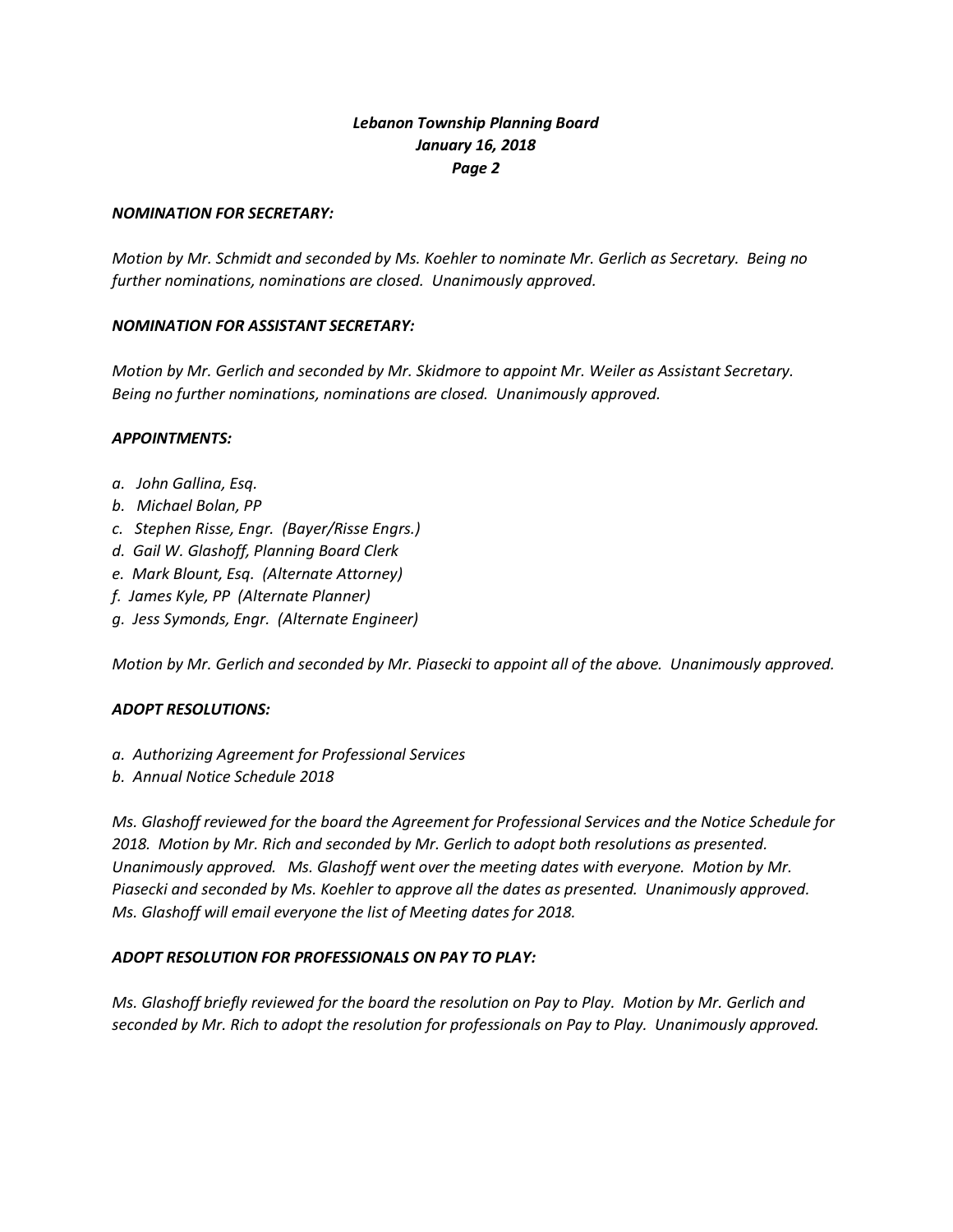*NOMINATION FOR SECRETARY:*

*Motion by Mr. Schmidt and seconded by Ms. Koehler to nominate Mr. Gerlich as Secretary. Being no further nominations, nominations are closed. Unanimously approved.*

*NOMINATION FOR ASSISTANT SECRETARY:*

*Motion by Mr. Gerlich and seconded by Mr. Skidmore to appoint Mr. Weiler as Assistant Secretary. Being no further nominations, nominations are closed. Unanimously approved.*

*APPOINTMENTS:*

*a. John Gallina, Esq.*
*b. Michael Bolan, PP*
*c. Stephen Risse, Engr. (Bayer/Risse Engrs.)*
*d. Gail W. Glashoff, Planning Board Clerk*
*e. Mark Blount, Esq. (Alternate Attorney)*
*f. James Kyle, PP (Alternate Planner)*
*g. Jess Symonds, Engr. (Alternate Engineer)*

*Motion by Mr. Gerlich and seconded by Mr. Piasecki to appoint all of the above. Unanimously approved.*

*ADOPT RESOLUTIONS:*

*a. Authorizing Agreement for Professional Services*
*b. Annual Notice Schedule 2018*

*Ms. Glashoff reviewed for the board the Agreement for Professional Services and the Notice Schedule for 2018. Motion by Mr. Rich and seconded by Mr. Gerlich to adopt both resolutions as presented. Unanimously approved. Ms. Glashoff went over the meeting dates with everyone. Motion by Mr. Piasecki and seconded by Ms. Koehler to approve all the dates as presented. Unanimously approved. Ms. Glashoff will email everyone the list of Meeting dates for 2018.*

*ADOPT RESOLUTION FOR PROFESSIONALS ON PAY TO PLAY:*

*Ms. Glashoff briefly reviewed for the board the resolution on Pay to Play. Motion by Mr. Gerlich and seconded by Mr. Rich to adopt the resolution for professionals on Pay to Play. Unanimously approved.*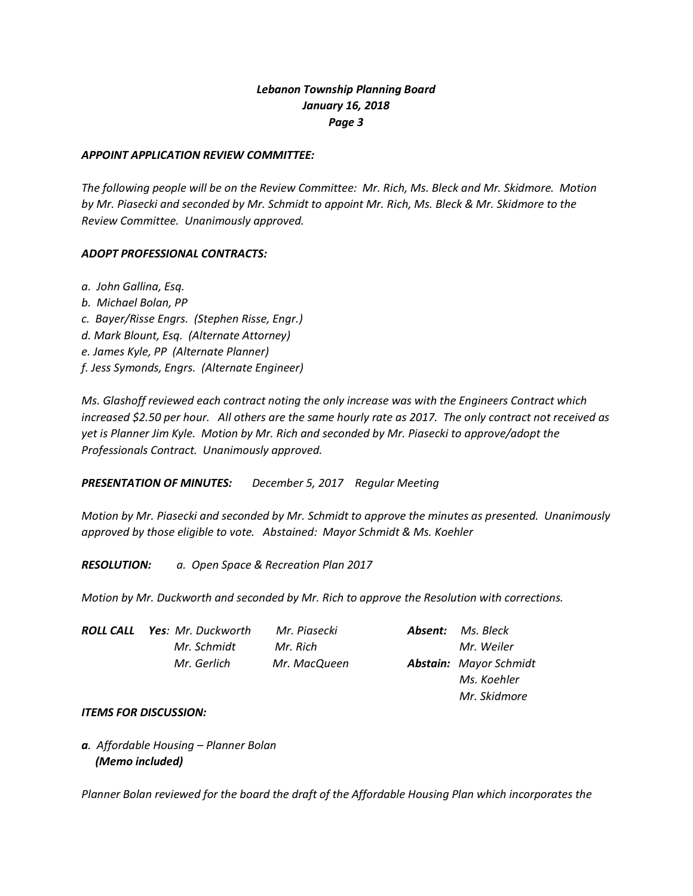***APPOINT APPLICATION REVIEW COMMITTEE:***

*The following people will be on the Review Committee: Mr. Rich, Ms. Bleck and Mr. Skidmore. Motion by Mr. Piasecki and seconded by Mr. Schmidt to appoint Mr. Rich, Ms. Bleck & Mr. Skidmore to the Review Committee. Unanimously approved.*

***ADOPT PROFESSIONAL CONTRACTS:***

*a. John Gallina, Esq.*
*b. Michael Bolan, PP*
*c. Bayer/Risse Engrs. (Stephen Risse, Engr.)*
*d. Mark Blount, Esq. (Alternate Attorney)*
*e. James Kyle, PP (Alternate Planner)*
*f. Jess Symonds, Engrs. (Alternate Engineer)*

*Ms. Glashoff reviewed each contract noting the only increase was with the Engineers Contract which increased $2.50 per hour. All others are the same hourly rate as 2017. The only contract not received as yet is Planner Jim Kyle. Motion by Mr. Rich and seconded by Mr. Piasecki to approve/adopt the Professionals Contract. Unanimously approved.*

***PRESENTATION OF MINUTES:*** *December 5, 2017 Regular Meeting*

*Motion by Mr. Piasecki and seconded by Mr. Schmidt to approve the minutes as presented. Unanimously approved by those eligible to vote. Abstained: Mayor Schmidt & Ms. Koehler*

***RESOLUTION:*** *a. Open Space & Recreation Plan 2017*

*Motion by Mr. Duckworth and seconded by Mr. Rich to approve the Resolution with corrections.*

| | | | | |
|---|---|---|---|---|
| ***ROLL CALL*** ***Yes**: Mr. Duckworth* | *Mr. Piasecki* | | ***Absent:*** | *Ms. Bleck* |
| *Mr. Schmidt* | *Mr. Rich* | | | *Mr. Weiler* |
| *Mr. Gerlich* | *Mr. MacQueen* | | ***Abstain:*** | *Mayor Schmidt* |
| | | | | *Ms. Koehler* |
| | | | | *Mr. Skidmore* |

***ITEMS FOR DISCUSSION:***

***a**. Affordable Housing – Planner Bolan*
***(Memo included)***

*Planner Bolan reviewed for the board the draft of the Affordable Housing Plan which incorporates the*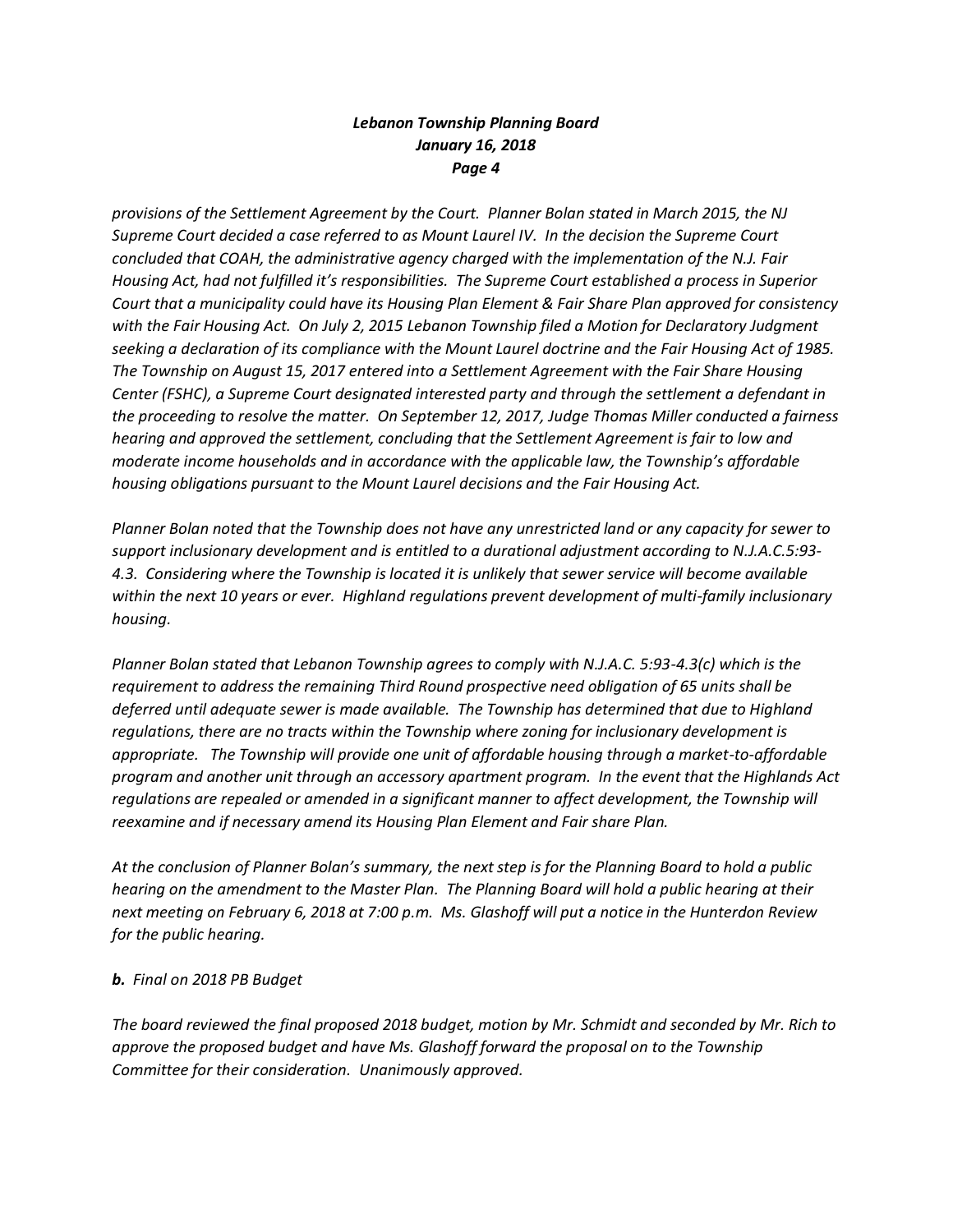*provisions of the Settlement Agreement by the Court. Planner Bolan stated in March 2015, the NJ Supreme Court decided a case referred to as Mount Laurel IV. In the decision the Supreme Court concluded that COAH, the administrative agency charged with the implementation of the N.J. Fair Housing Act, had not fulfilled it's responsibilities. The Supreme Court established a process in Superior Court that a municipality could have its Housing Plan Element & Fair Share Plan approved for consistency with the Fair Housing Act. On July 2, 2015 Lebanon Township filed a Motion for Declaratory Judgment seeking a declaration of its compliance with the Mount Laurel doctrine and the Fair Housing Act of 1985. The Township on August 15, 2017 entered into a Settlement Agreement with the Fair Share Housing Center (FSHC), a Supreme Court designated interested party and through the settlement a defendant in the proceeding to resolve the matter. On September 12, 2017, Judge Thomas Miller conducted a fairness hearing and approved the settlement, concluding that the Settlement Agreement is fair to low and moderate income households and in accordance with the applicable law, the Township's affordable housing obligations pursuant to the Mount Laurel decisions and the Fair Housing Act.*

*Planner Bolan noted that the Township does not have any unrestricted land or any capacity for sewer to support inclusionary development and is entitled to a durational adjustment according to N.J.A.C.5:93-4.3. Considering where the Township is located it is unlikely that sewer service will become available within the next 10 years or ever. Highland regulations prevent development of multi-family inclusionary housing.*

*Planner Bolan stated that Lebanon Township agrees to comply with N.J.A.C. 5:93-4.3(c) which is the requirement to address the remaining Third Round prospective need obligation of 65 units shall be deferred until adequate sewer is made available. The Township has determined that due to Highland regulations, there are no tracts within the Township where zoning for inclusionary development is appropriate. The Township will provide one unit of affordable housing through a market-to-affordable program and another unit through an accessory apartment program. In the event that the Highlands Act regulations are repealed or amended in a significant manner to affect development, the Township will reexamine and if necessary amend its Housing Plan Element and Fair share Plan.*

*At the conclusion of Planner Bolan's summary, the next step is for the Planning Board to hold a public hearing on the amendment to the Master Plan. The Planning Board will hold a public hearing at their next meeting on February 6, 2018 at 7:00 p.m. Ms. Glashoff will put a notice in the Hunterdon Review for the public hearing.*

***b.** Final on 2018 PB Budget*

*The board reviewed the final proposed 2018 budget, motion by Mr. Schmidt and seconded by Mr. Rich to approve the proposed budget and have Ms. Glashoff forward the proposal on to the Township Committee for their consideration. Unanimously approved.*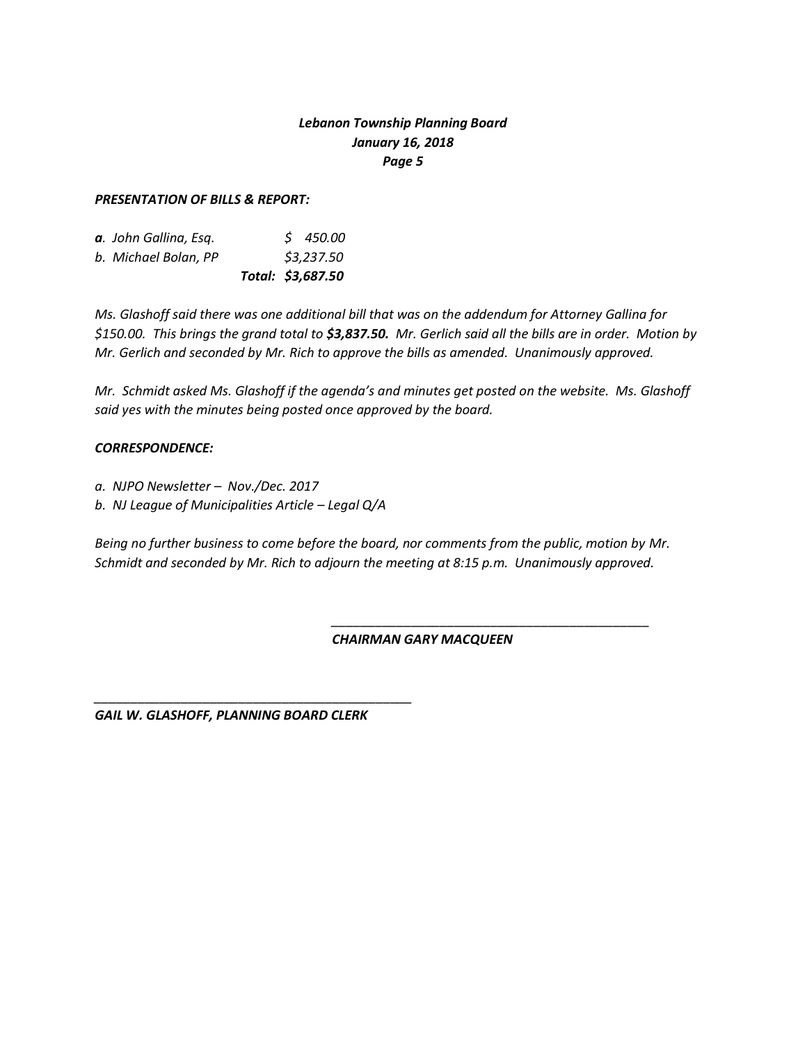*PRESENTATION OF BILLS & REPORT:*

| | | |
|---|---|---|
| ***a**. John Gallina, Esq.* | | *$ 450.00* |
| *b. Michael Bolan, PP* | | *$3,237.50* |
| | ***Total:*** | ***$3,687.50*** |

*Ms. Glashoff said there was one additional bill that was on the addendum for Attorney Gallina for $150.00. This brings the grand total to **$3,837.50.** Mr. Gerlich said all the bills are in order. Motion by Mr. Gerlich and seconded by Mr. Rich to approve the bills as amended. Unanimously approved.*

*Mr. Schmidt asked Ms. Glashoff if the agenda's and minutes get posted on the website. Ms. Glashoff said yes with the minutes being posted once approved by the board.*

***CORRESPONDENCE:***

*a. NJPO Newsletter – Nov./Dec. 2017*
*b. NJ League of Municipalities Article – Legal Q/A*

*Being no further business to come before the board, nor comments from the public, motion by Mr. Schmidt and seconded by Mr. Rich to adjourn the meeting at 8:15 p.m. Unanimously approved.*

\_\_\_\_\_\_\_\_\_\_\_\_\_\_\_\_\_\_\_\_\_\_\_\_\_\_\_\_\_\_\_\_\_\_\_\_\_\_\_\_\_\_\_\_
***CHAIRMAN GARY MACQUEEN***

\_\_\_\_\_\_\_\_\_\_\_\_\_\_\_\_\_\_\_\_\_\_\_\_\_\_\_\_\_\_\_\_\_\_\_\_\_\_\_\_\_\_\_\_
***GAIL W. GLASHOFF, PLANNING BOARD CLERK***